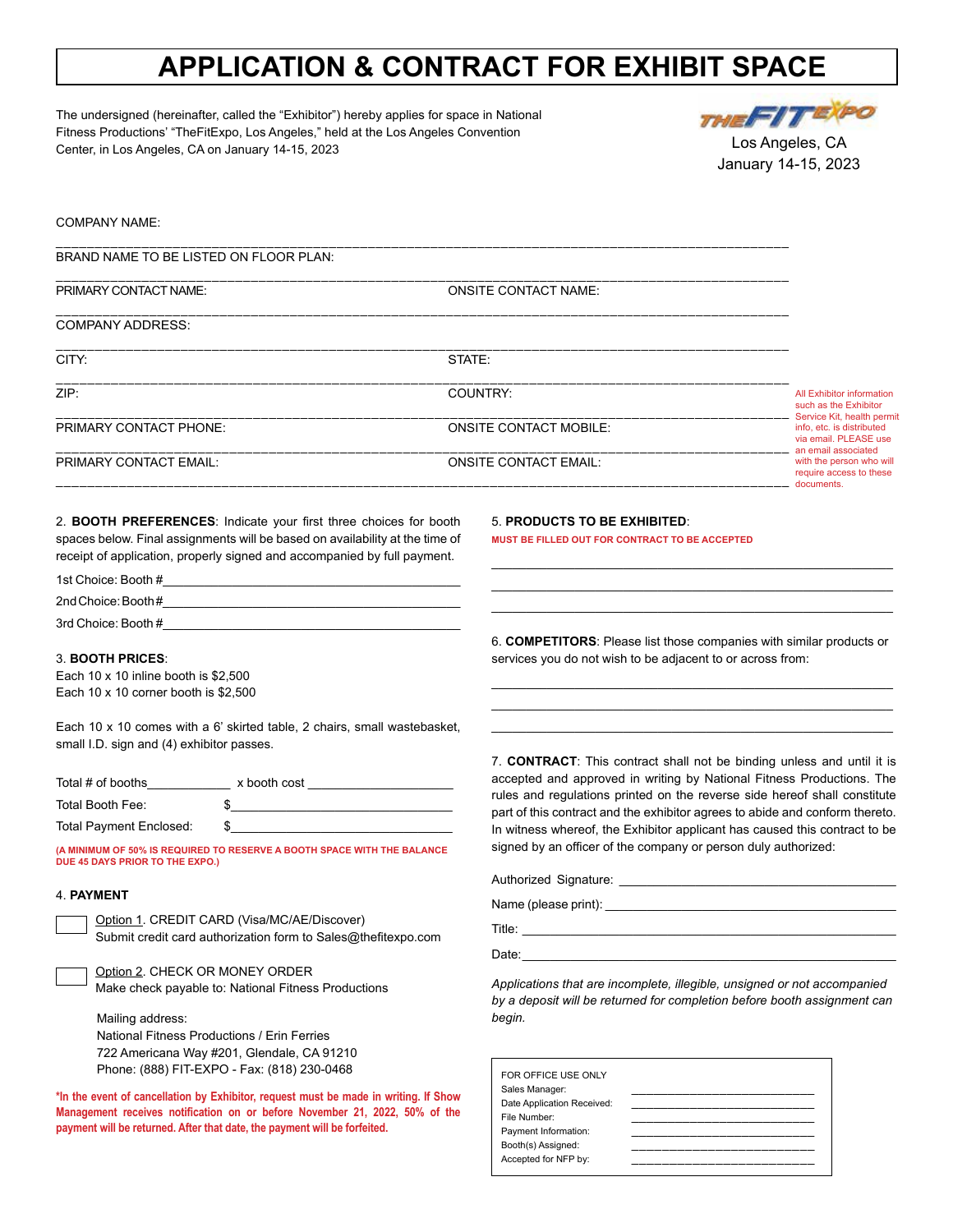# APPLICATION & CONTRACT FOR EXHIBIT SPACE

The undersigned (hereinafter, called the “Exhibitor”) hereby applies for space in National Fitness Productions’ “TheFitExpo, Los Angeles,” held at the Los Angeles Convention Center, in Los Angeles, CA on January 14-15, 2023

THE FIT EXPO
Los Angeles, CA
January 14-15, 2023

COMPANY NAME: ______________________________________________

BRAND NAME TO BE LISTED ON FLOOR PLAN: ______________________________________________

PRIMARY CONTACT NAME: ______________________ ONSITE CONTACT NAME: ______________________

COMPANY ADDRESS: ______________________________________________

CITY: ______________________ STATE: ______________________

ZIP: ______________________ COUNTRY: ______________________

PRIMARY CONTACT PHONE: ______________________ ONSITE CONTACT MOBILE: ______________________

PRIMARY CONTACT EMAIL: ______________________ ONSITE CONTACT EMAIL: ______________________

All Exhibitor information such as the Exhibitor Service Kit, health permit info, etc. is distributed via email. PLEASE use an email associated with the person who will require access to these documents.

2. **BOOTH PREFERENCES**: Indicate your first three choices for booth spaces below. Final assignments will be based on availability at the time of receipt of application, properly signed and accompanied by full payment.

1st Choice: Booth #______________________

2nd Choice: Booth #______________________

3rd Choice: Booth #______________________

3. **BOOTH PRICES**:
Each 10 x 10 inline booth is $2,500
Each 10 x 10 corner booth is $2,500

Each 10 x 10 comes with a 6’ skirted table, 2 chairs, small wastebasket, small I.D. sign and (4) exhibitor passes.

Total # of booths__________ x booth cost ______________

Total Booth Fee: $______________

Total Payment Enclosed: $______________

**(A MINIMUM OF 50% IS REQUIRED TO RESERVE A BOOTH SPACE WITH THE BALANCE DUE 45 DAYS PRIOR TO THE EXPO.)**

4. **PAYMENT**

☐ Option 1. CREDIT CARD (Visa/MC/AE/Discover)
Submit credit card authorization form to Sales@thefitexpo.com

☐ Option 2. CHECK OR MONEY ORDER
Make check payable to: National Fitness Productions

Mailing address:
National Fitness Productions / Erin Ferries
722 Americana Way #201, Glendale, CA 91210
Phone: (888) FIT-EXPO - Fax: (818) 230-0468

**\*In the event of cancellation by Exhibitor, request must be made in writing. If Show Management receives notification on or before November 21, 2022, 50% of the payment will be returned. After that date, the payment will be forfeited.**

5. **PRODUCTS TO BE EXHIBITED**:
**MUST BE FILLED OUT FOR CONTRACT TO BE ACCEPTED**

______________________________________________
______________________________________________
______________________________________________

6. **COMPETITORS**: Please list those companies with similar products or services you do not wish to be adjacent to or across from:

______________________________________________
______________________________________________
______________________________________________

7. **CONTRACT**: This contract shall not be binding unless and until it is accepted and approved in writing by National Fitness Productions. The rules and regulations printed on the reverse side hereof shall constitute part of this contract and the exhibitor agrees to abide and conform thereto. In witness whereof, the Exhibitor applicant has caused this contract to be signed by an officer of the company or person duly authorized:

Authorized Signature: ______________________

Name (please print): ______________________

Title: ______________________

Date: ______________________

*Applications that are incomplete, illegible, unsigned or not accompanied by a deposit will be returned for completion before booth assignment can begin.*

FOR OFFICE USE ONLY
Sales Manager: ______________________
Date Application Received: ______________________
File Number: ______________________
Payment Information: ______________________
Booth(s) Assigned: ______________________
Accepted for NFP by: ______________________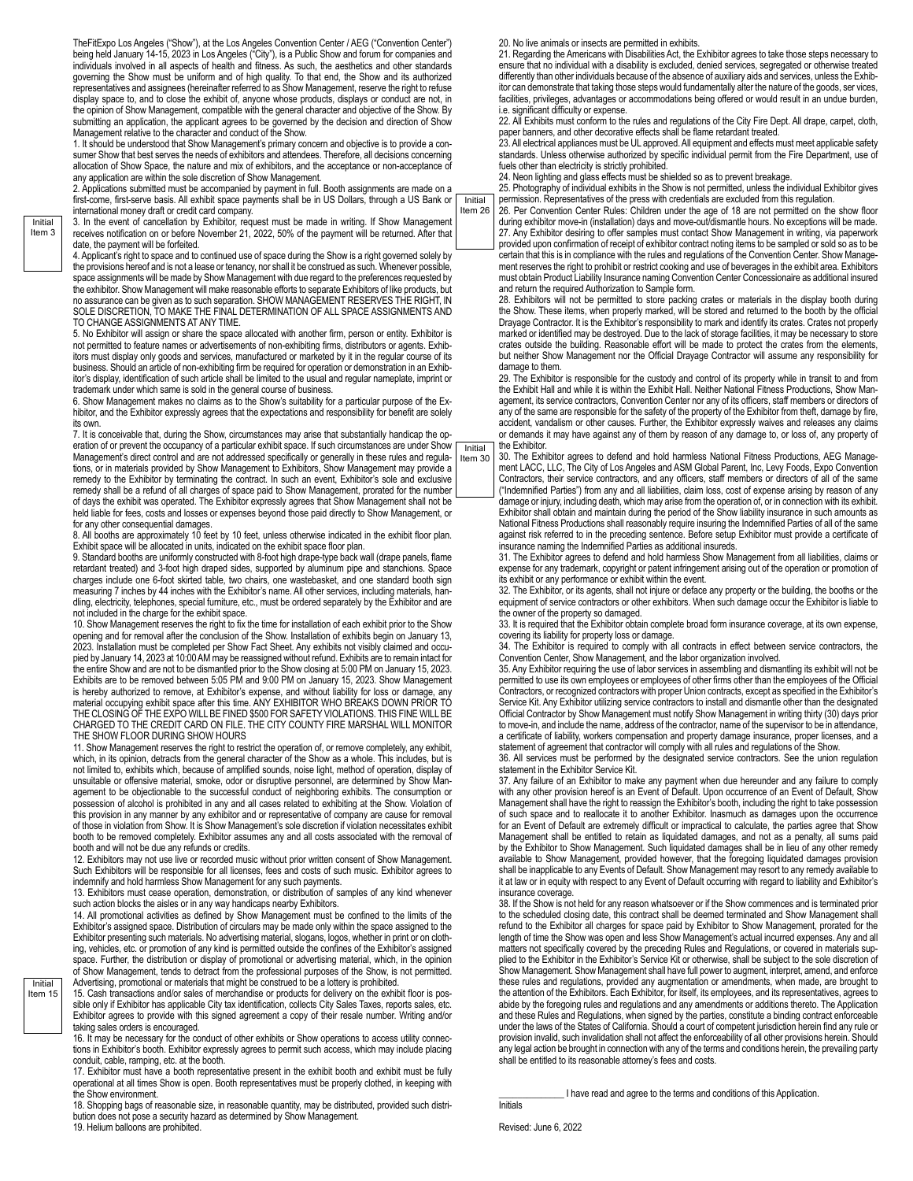TheFitExpo Los Angeles ("Show"), at the Los Angeles Convention Center / AEG ("Convention Center") being held January 14-15, 2023 in Los Angeles ("City"), is a Public Show and forum for companies and individuals involved in all aspects of health and fitness. As such, the aesthetics and other standards governing the Show must be uniform and of high quality. To that end, the Show and its authorized representatives and assignees (hereinafter referred to as Show Management, reserve the right to refuse display space to, and to close the exhibit of, anyone whose products, displays or conduct are not, in the opinion of Show Management, compatible with the general character and objective of the Show. By submitting an application, the applicant agrees to be governed by the decision and direction of Show Management relative to the character and conduct of the Show.

1. It should be understood that Show Management's primary concern and objective is to provide a consumer Show that best serves the needs of exhibitors and attendees. Therefore, all decisions concerning allocation of Show Space, the nature and mix of exhibitors, and the acceptance or non-acceptance of any application are within the sole discretion of Show Management.

2. Applications submitted must be accompanied by payment in full. Booth assignments are made on a first-come, first-serve basis. All exhibit space payments shall be in US Dollars, through a US Bank or international money draft or credit card company.

Initial Item 3

3. In the event of cancellation by Exhibitor, request must be made in writing. If Show Management receives notification on or before November 21, 2022, 50% of the payment will be returned. After that date, the payment will be forfeited.

4. Applicant's right to space and to continued use of space during the Show is a right governed solely by the provisions hereof and is not a lease or tenancy, nor shall it be construed as such. Whenever possible, space assignments will be made by Show Management with due regard to the preferences requested by the exhibitor. Show Management will make reasonable efforts to separate Exhibitors of like products, but no assurance can be given as to such separation. SHOW MANAGEMENT RESERVES THE RIGHT, IN SOLE DISCRETION, TO MAKE THE FINAL DETERMINATION OF ALL SPACE ASSIGNMENTS AND TO CHANGE ASSIGNMENTS AT ANY TIME.

5. No Exhibitor will assign or share the space allocated with another firm, person or entity. Exhibitor is not permitted to feature names or advertisements of non-exhibiting firms, distributors or agents. Exhibitors must display only goods and services, manufactured or marketed by it in the regular course of its business. Should an article of non-exhibiting firm be required for operation or demonstration in an Exhibitor's display, identification of such article shall be limited to the usual and regular nameplate, imprint or trademark under which same is sold in the general course of business.

6. Show Management makes no claims as to the Show's suitability for a particular purpose of the Exhibitor, and the Exhibitor expressly agrees that the expectations and responsibility for benefit are solely its own.

7. It is conceivable that, during the Show, circumstances may arise that substantially handicap the operation of or prevent the occupancy of a particular exhibit space. If such circumstances are under Show Management's direct control and are not addressed specifically or generally in these rules and regulations, or in materials provided by Show Management to Exhibitors, Show Management may provide a remedy to the Exhibitor by terminating the contract. In such an event, Exhibitor's sole and exclusive remedy shall be a refund of all charges of space paid to Show Management, prorated for the number of days the exhibit was operated. The Exhibitor expressly agrees that Show Management shall not be held liable for fees, costs and losses or expenses beyond those paid directly to Show Management, or for any other consequential damages.

8. All booths are approximately 10 feet by 10 feet, unless otherwise indicated in the exhibit floor plan. Exhibit space will be allocated in units, indicated on the exhibit space floor plan.

9. Standard booths are uniformly constructed with 8-foot high drape-type back wall (drape panels, flame retardant treated) and 3-foot high draped sides, supported by aluminum pipe and stanchions. Space charges include one 6-foot skirted table, two chairs, one wastebasket, and one standard booth sign measuring 7 inches by 44 inches with the Exhibitor's name. All other services, including materials, handling, electricity, telephones, special furniture, etc., must be ordered separately by the Exhibitor and are not included in the charge for the exhibit space.

10. Show Management reserves the right to fix the time for installation of each exhibit prior to the Show opening and for removal after the conclusion of the Show. Installation of exhibits begin on January 13, 2023. Installation must be completed per Show Fact Sheet. Any exhibits not visibly claimed and occupied by January 14, 2023 at 10:00 AM may be reassigned without refund. Exhibits are to remain intact for the entire Show and are not to be dismantled prior to the Show closing at 5:00 PM on January 15, 2023. Exhibits are to be removed between 5:05 PM and 9:00 PM on January 15, 2023. Show Management is hereby authorized to remove, at Exhibitor's expense, and without liability for loss or damage, any material occupying exhibit space after this time. ANY EXHIBITOR WHO BREAKS DOWN PRIOR TO THE CLOSING OF THE EXPO WILL BE FINED $500 FOR SAFETY VIOLATIONS. THIS FINE WILL BE CHARGED TO THE CREDIT CARD ON FILE. THE CITY COUNTY FIRE MARSHAL WILL MONITOR THE SHOW FLOOR DURING SHOW HOURS

11. Show Management reserves the right to restrict the operation of, or remove completely, any exhibit, which, in its opinion, detracts from the general character of the Show as a whole. This includes, but is not limited to, exhibits which, because of amplified sounds, noise light, method of operation, display of unsuitable or offensive material, smoke, odor or disruptive personnel, are determined by Show Management to be objectionable to the successful conduct of neighboring exhibits. The consumption or possession of alcohol is prohibited in any and all cases related to exhibiting at the Show. Violation of this provision in any manner by any exhibitor or representative of company are cause for removal of those in violation from Show. It is Show Management's sole discretion if violation necessitates exhibit booth to be removed completely. Exhibitor assumes any and all costs associated with the removal of booth and will not be due any refunds or credits.

12. Exhibitors may not use live or recorded music without prior written consent of Show Management. Such Exhibitors will be responsible for all licenses, fees and costs of such music. Exhibitor agrees to indemnify and hold harmless Show Management for any such payments.

13. Exhibitors must cease operation, demonstration, or distribution of samples of any kind whenever such action blocks the aisles or in any way handicaps nearby Exhibitors.

14. All promotional activities as defined by Show Management must be confined to the limits of the Exhibitor's assigned space. Distribution of circulars may be made only within the space assigned to the Exhibitor presenting such materials. No advertising material, slogans, logos, whether in print or on clothing, vehicles, etc. or promotion of any kind is permitted outside the confines of the Exhibitor's assigned space. Further, the distribution or display of promotional or advertising material, which, in the opinion of Show Management, tends to detract from the professional purposes of the Show, is not permitted. Advertising, promotional or materials that might be construed to be a lottery is prohibited.

Initial Item 15

15. Cash transactions and/or sales of merchandise or products for delivery on the exhibit floor is possible only if Exhibitor has applicable City tax identification, collects City Sales Taxes, reports sales, etc. Exhibitor agrees to provide with this signed agreement a copy of their resale number. Writing and/or taking sales orders is encouraged.

16. It may be necessary for the conduct of other exhibits or Show operations to access utility connections in Exhibitor's booth. Exhibitor expressly agrees to permit such access, which may include placing conduit, cable, ramping, etc. at the booth.

17. Exhibitor must have a booth representative present in the exhibit booth and exhibit must be fully operational at all times Show is open. Booth representatives must be properly clothed, in keeping with the Show environment.

18. Shopping bags of reasonable size, in reasonable quantity, may be distributed, provided such distribution does not pose a security hazard as determined by Show Management.

19. Helium balloons are prohibited.

20. No live animals or insects are permitted in exhibits.

21. Regarding the Americans with Disabilities Act, the Exhibitor agrees to take those steps necessary to ensure that no individual with a disability is excluded, denied services, segregated or otherwise treated differently than other individuals because of the absence of auxiliary aids and services, unless the Exhibitor can demonstrate that taking those steps would fundamentally alter the nature of the goods, ser vices, facilities, privileges, advantages or accommodations being offered or would result in an undue burden, i.e. significant difficulty or expense.

22. All Exhibits must conform to the rules and regulations of the City Fire Dept. All drape, carpet, cloth, paper banners, and other decorative effects shall be flame retardant treated.

23. All electrical appliances must be UL approved. All equipment and effects must meet applicable safety standards. Unless otherwise authorized by specific individual permit from the Fire Department, use of fuels other than electricity is strictly prohibited.

24. Neon lighting and glass effects must be shielded so as to prevent breakage.

25. Photography of individual exhibits in the Show is not permitted, unless the individual Exhibitor gives permission. Representatives of the press with credentials are excluded from this regulation.

Initial Item 26

26. Per Convention Center Rules: Children under the age of 18 are not permitted on the show floor during exhibitor move-in (installation) days and move-out/dismantle hours. No exceptions will be made.

27. Any Exhibitor desiring to offer samples must contact Show Management in writing, via paperwork provided upon confirmation of receipt of exhibitor contract noting items to be sampled or sold so as to be certain that this is in compliance with the rules and regulations of the Convention Center. Show Management reserves the right to prohibit or restrict cooking and use of beverages in the exhibit area. Exhibitors must obtain Product Liability Insurance naming Convention Center Concessionaire as additional insured and return the required Authorization to Sample form.

28. Exhibitors will not be permitted to store packing crates or materials in the display booth during the Show. These items, when properly marked, will be stored and returned to the booth by the official Drayage Contractor. It is the Exhibitor's responsibility to mark and identify its crates. Crates not properly marked or identified may be destroyed. Due to the lack of storage facilities, it may be necessary to store crates outside the building. Reasonable effort will be made to protect the crates from the elements, but neither Show Management nor the Official Drayage Contractor will assume any responsibility for damage to them.

29. The Exhibitor is responsible for the custody and control of its property while in transit to and from the Exhibit Hall and while it is within the Exhibit Hall. Neither National Fitness Productions, Show Management, its service contractors, Convention Center nor any of its officers, staff members or directors of any of the same are responsible for the safety of the property of the Exhibitor from theft, damage by fire, accident, vandalism or other causes. Further, the Exhibitor expressly waives and releases any claims or demands it may have against any of them by reason of any damage to, or loss of, any property of the Exhibitor.

Initial Item 30

30. The Exhibitor agrees to defend and hold harmless National Fitness Productions, AEG Management LACC, LLC, The City of Los Angeles and ASM Global Parent, Inc, Levy Foods, Expo Convention Contractors, their service contractors, and any officers, staff members or directors of all of the same ("Indemnified Parties") from any and all liabilities, claim loss, cost of expense arising by reason of any damage or injury, including death, which may arise from the operation of, or in connection with its exhibit. Exhibitor shall obtain and maintain during the period of the Show liability insurance in such amounts as National Fitness Productions shall reasonably require insuring the Indemnified Parties of all of the same against risk referred to in the preceding sentence. Before setup Exhibitor must provide a certificate of insurance naming the Indemnified Parties as additional insureds.

31. The Exhibitor agrees to defend and hold harmless Show Management from all liabilities, claims or expense for any trademark, copyright or patent infringement arising out of the operation or promotion of its exhibit or any performance or exhibit within the event.

32. The Exhibitor, or its agents, shall not injure or deface any property or the building, the booths or the equipment of service contractors or other exhibitors. When such damage occur the Exhibitor is liable to the owner of the property so damaged.

33. It is required that the Exhibitor obtain complete broad form insurance coverage, at its own expense, covering its liability for property loss or damage.

34. The Exhibitor is required to comply with all contracts in effect between service contractors, the Convention Center, Show Management, and the labor organization involved.

35. Any Exhibitor requiring the use of labor services in assembling and dismantling its exhibit will not be permitted to use its own employees or employees of other firms other than the employees of the Official Contractors, or recognized contractors with proper Union contracts, except as specified in the Exhibitor's Service Kit. Any Exhibitor utilizing service contractors to install and dismantle other than the designated Official Contractor by Show Management must notify Show Management in writing thirty (30) days prior to move-in, and include the name, address of the contractor, name of the supervisor to be in attendance, a certificate of liability, workers compensation and property damage insurance, proper licenses, and a statement of agreement that contractor will comply with all rules and regulations of the Show.

36. All services must be performed by the designated service contractors. See the union regulation statement in the Exhibitor Service Kit.

37. Any failure of an Exhibitor to make any payment when due hereunder and any failure to comply with any other provision hereof is an Event of Default. Upon occurrence of an Event of Default, Show Management shall have the right to reassign the Exhibitor's booth, including the right to take possession of such space and to reallocate it to another Exhibitor. Inasmuch as damages upon the occurrence for an Event of Default are extremely difficult or impractical to calculate, the parties agree that Show Management shall be entitled to retain as liquidated damages, and not as a penalty, all sums paid by the Exhibitor to Show Management. Such liquidated damages shall be in lieu of any other remedy available to Show Management, provided however, that the foregoing liquidated damages provision shall be inapplicable to any Events of Default. Show Management may resort to any remedy available to it at law or in equity with respect to any Event of Default occurring with regard to liability and Exhibitor's insurance coverage.

38. If the Show is not held for any reason whatsoever or if the Show commences and is terminated prior to the scheduled closing date, this contract shall be deemed terminated and Show Management shall refund to the Exhibitor all charges for space paid by Exhibitor to Show Management, prorated for the length of time the Show was open and less Show Management's actual incurred expenses. Any and all matters not specifically covered by the preceding Rules and Regulations, or covered in materials supplied to the Exhibitor in the Exhibitor's Service Kit or otherwise, shall be subject to the sole discretion of Show Management. Show Management shall have full power to augment, interpret, amend, and enforce these rules and regulations, provided any augmentation or amendments, when made, are brought to the attention of the Exhibitors. Each Exhibitor, for itself, its employees, and its representatives, agrees to abide by the foregoing rules and regulations and any amendments or additions thereto. The Application and these Rules and Regulations, when signed by the parties, constitute a binding contract enforceable under the laws of the States of California. Should a court of competent jurisdiction ferein find any rule or provision invalid, such invalidation shall not affect the enforceability of all other provisions herein. Should any legal action be brought in connection with any of the terms and conditions herein, the prevailing party shall be entitled to its reasonable attorney's fees and costs.

_______________ I have read and agree to the terms and conditions of this Application.
Initials

Revised: June 6, 2022